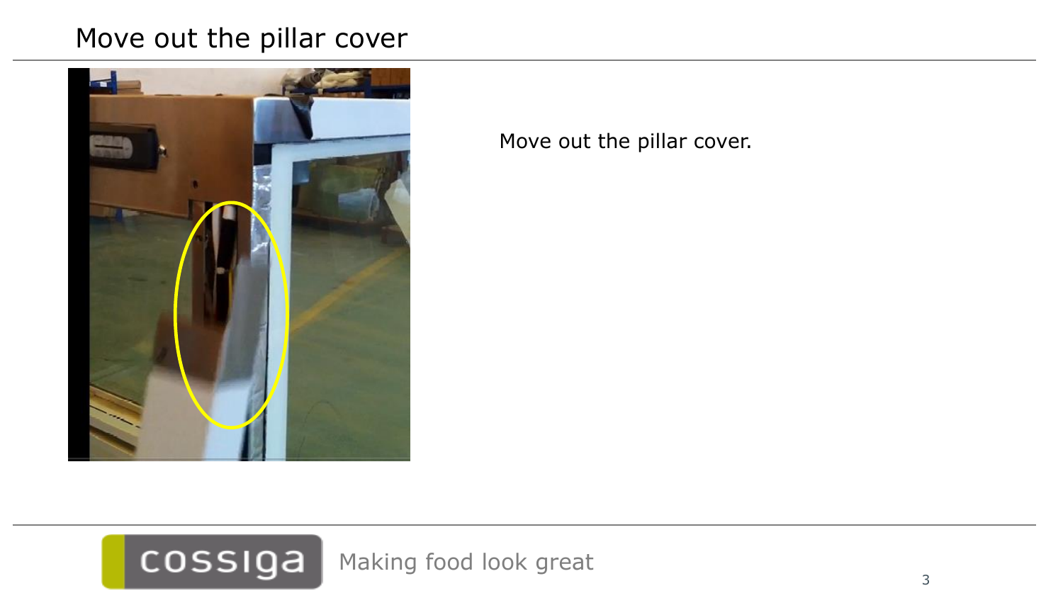# Move out the pillar cover

Move out the pillar cover.

Making food look great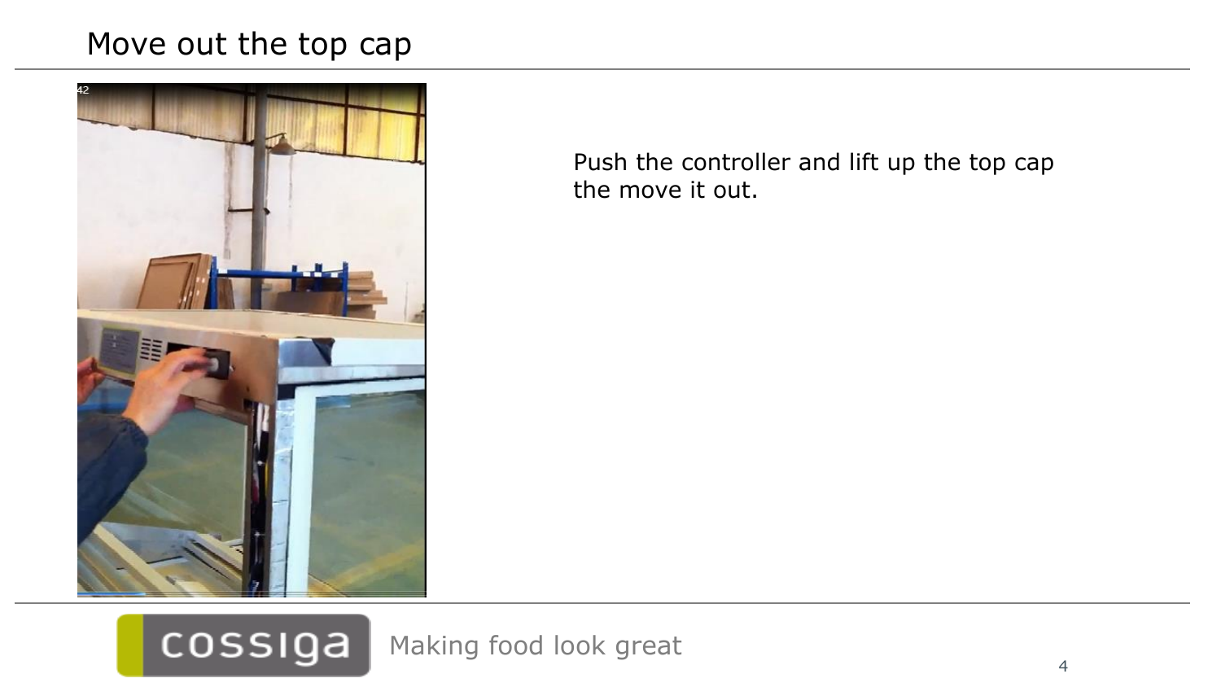# Move out the top cap

Push the controller and lift up the top cap the move it out.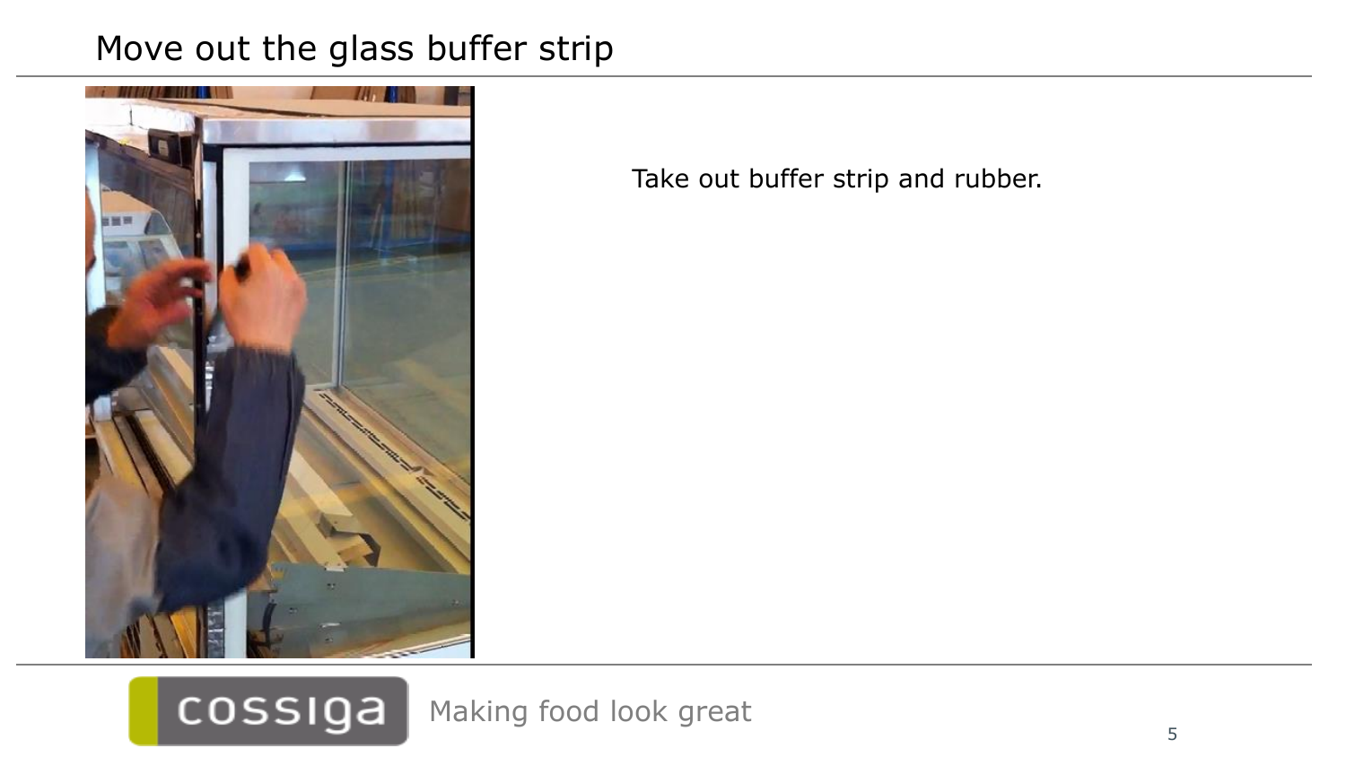# Move out the glass buffer strip

Take out buffer strip and rubber.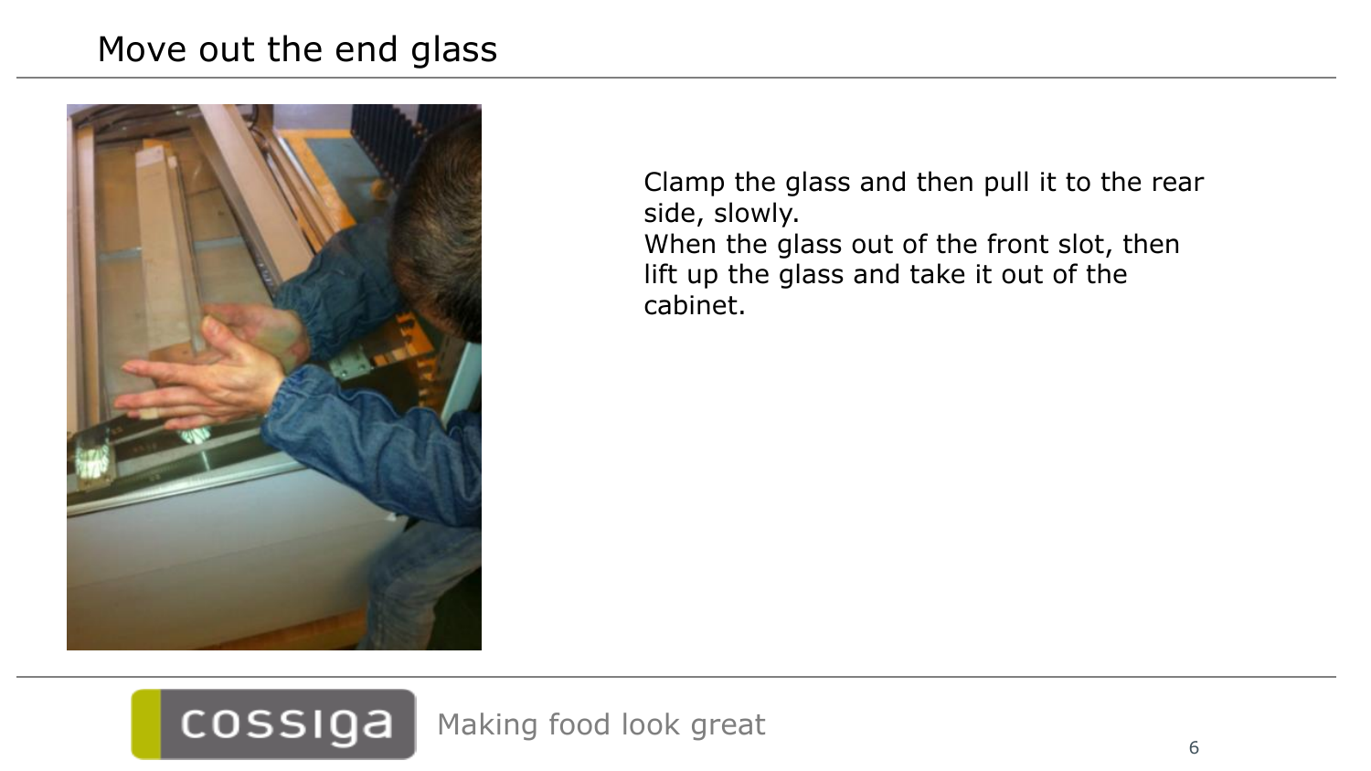# Move out the end glass

Clamp the glass and then pull it to the rear side, slowly.
When the glass out of the front slot, then lift up the glass and take it out of the cabinet.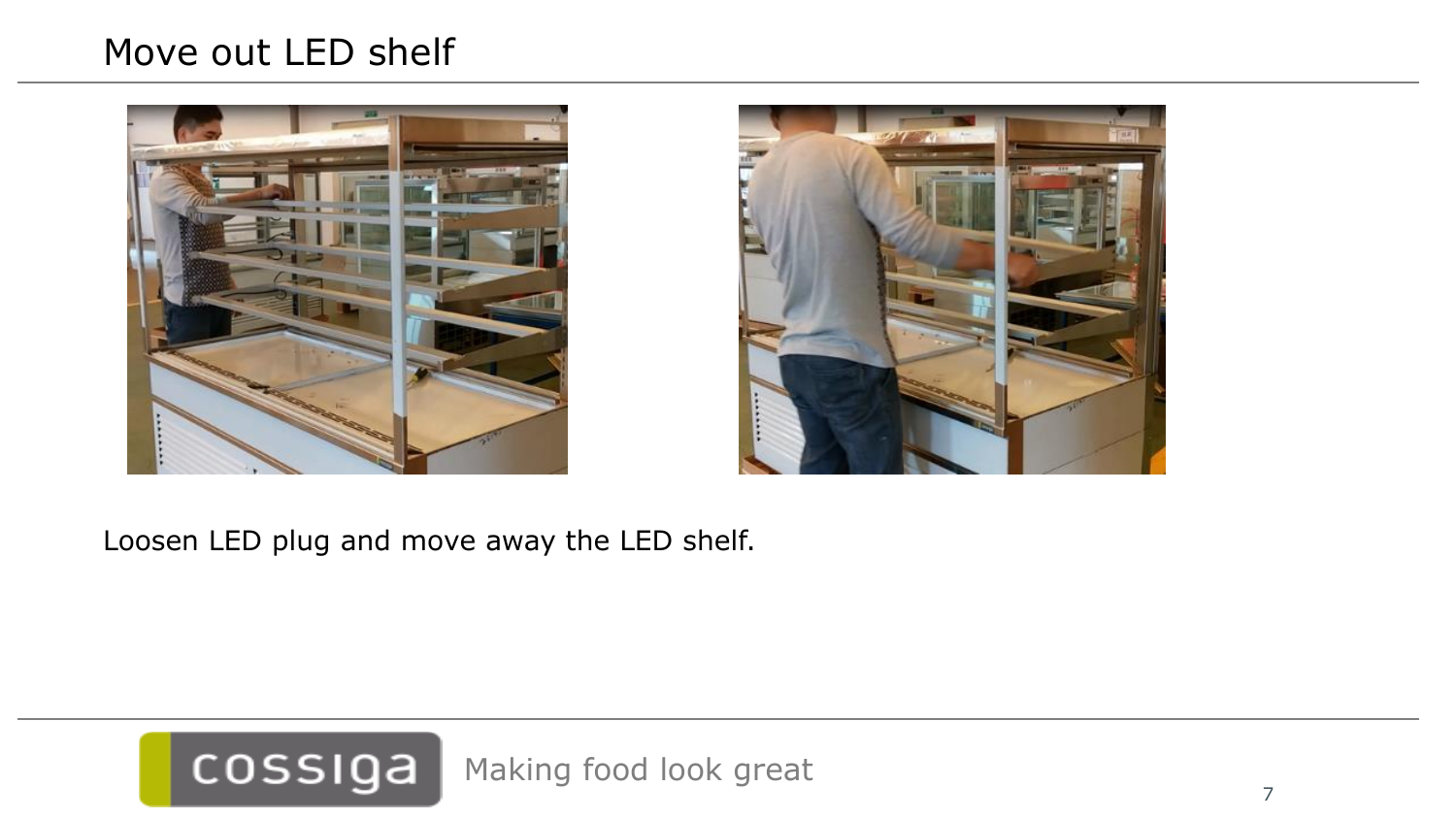# Move out LED shelf

Loosen LED plug and move away the LED shelf.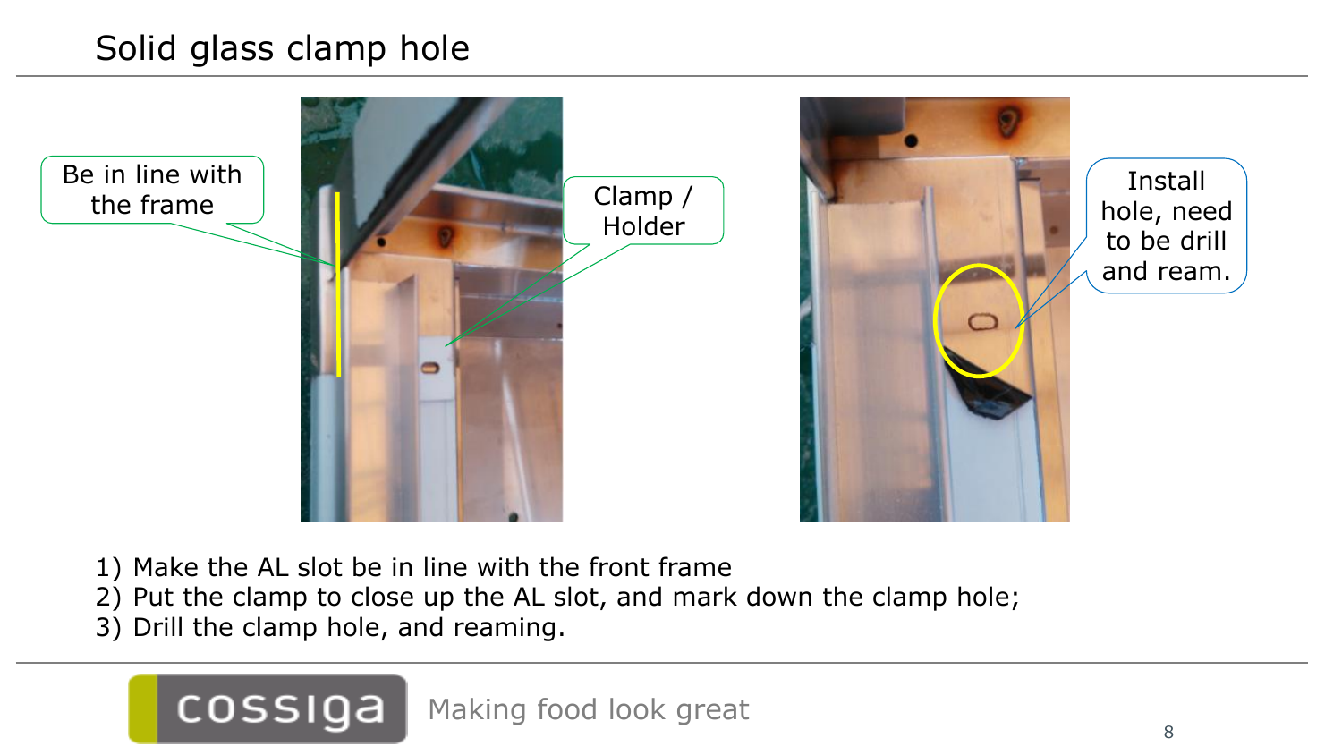# Solid glass clamp hole

Be in line with the frame

Clamp / Holder

Install hole, need to be drill and ream.

1) Make the AL slot be in line with the front frame
2) Put the clamp to close up the AL slot, and mark down the clamp hole;
3) Drill the clamp hole, and reaming.

cossiga Making food look great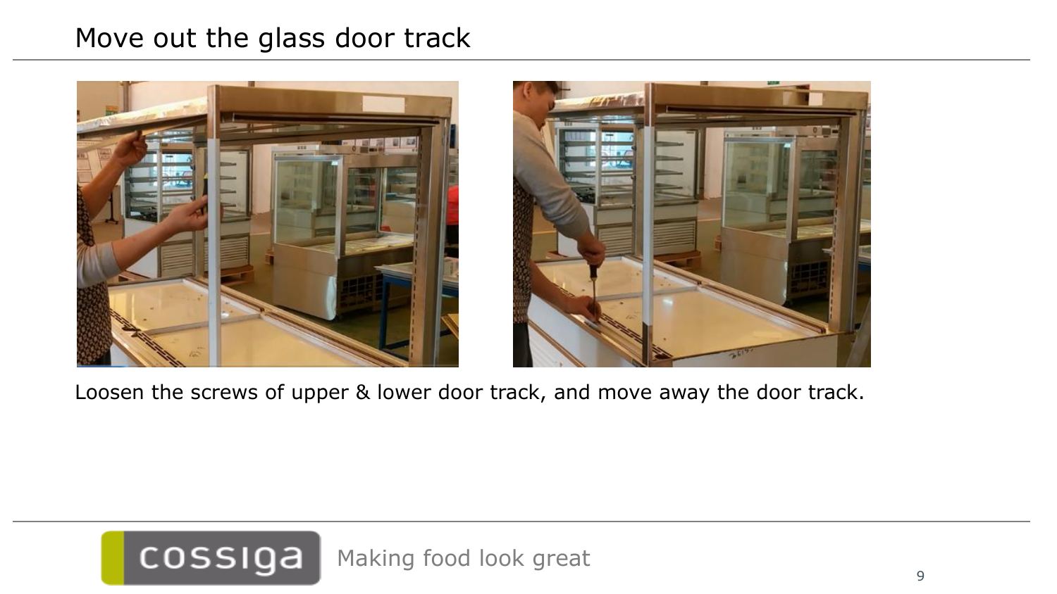# Move out the glass door track

Loosen the screws of upper & lower door track, and move away the door track.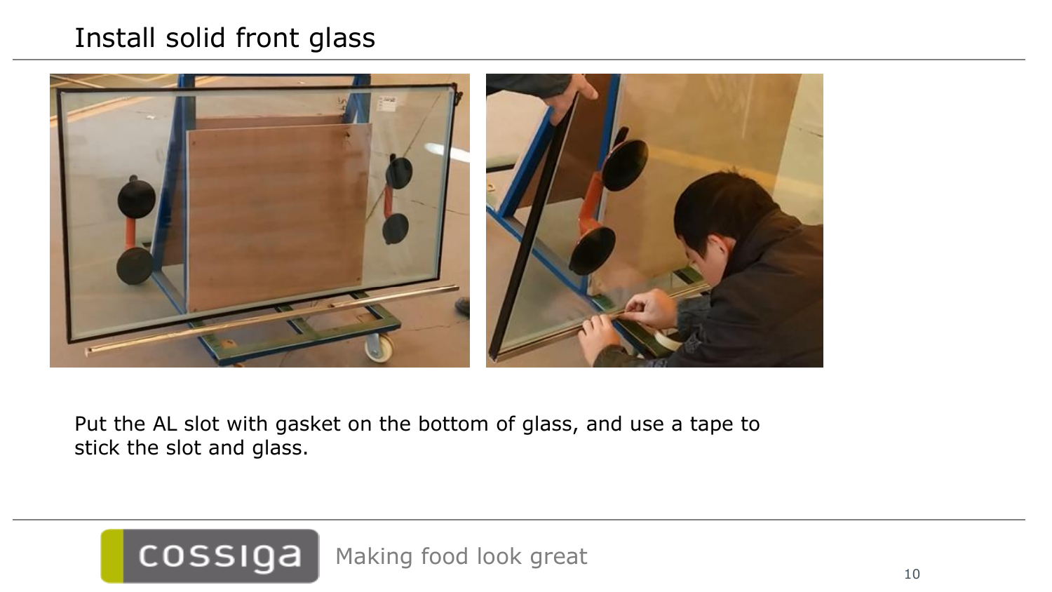# Install solid front glass

Put the AL slot with gasket on the bottom of glass, and use a tape to stick the slot and glass.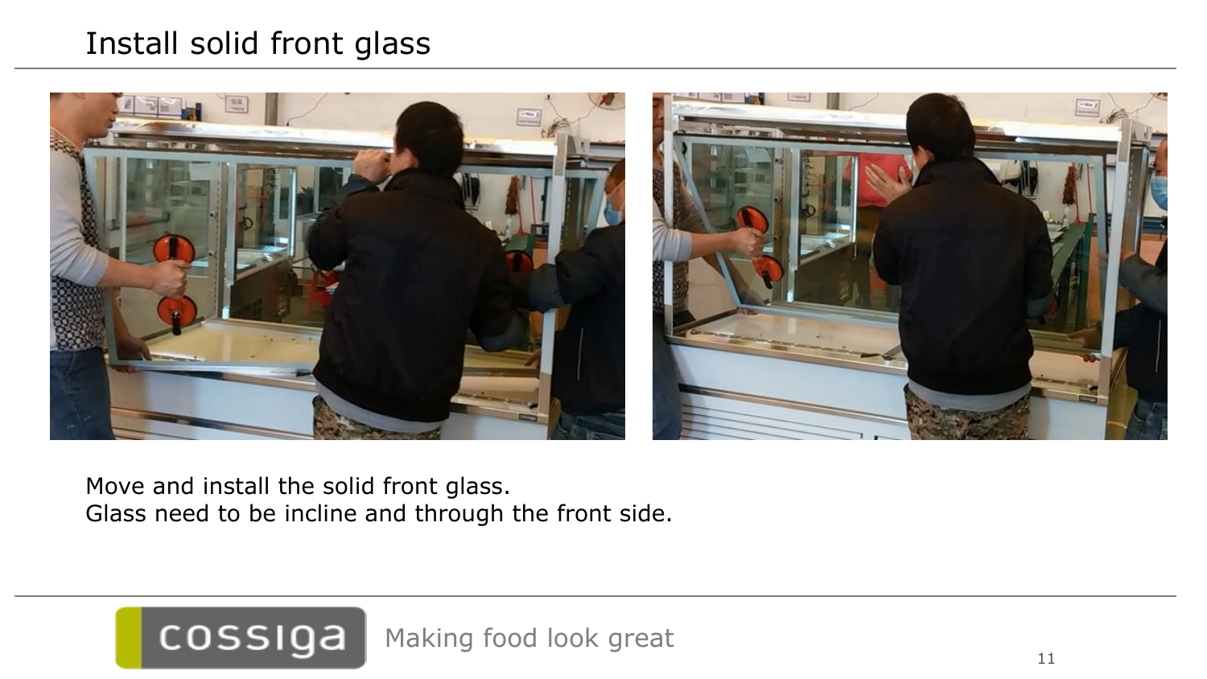# Install solid front glass

Move and install the solid front glass.
Glass need to be incline and through the front side.

cossiga Making food look great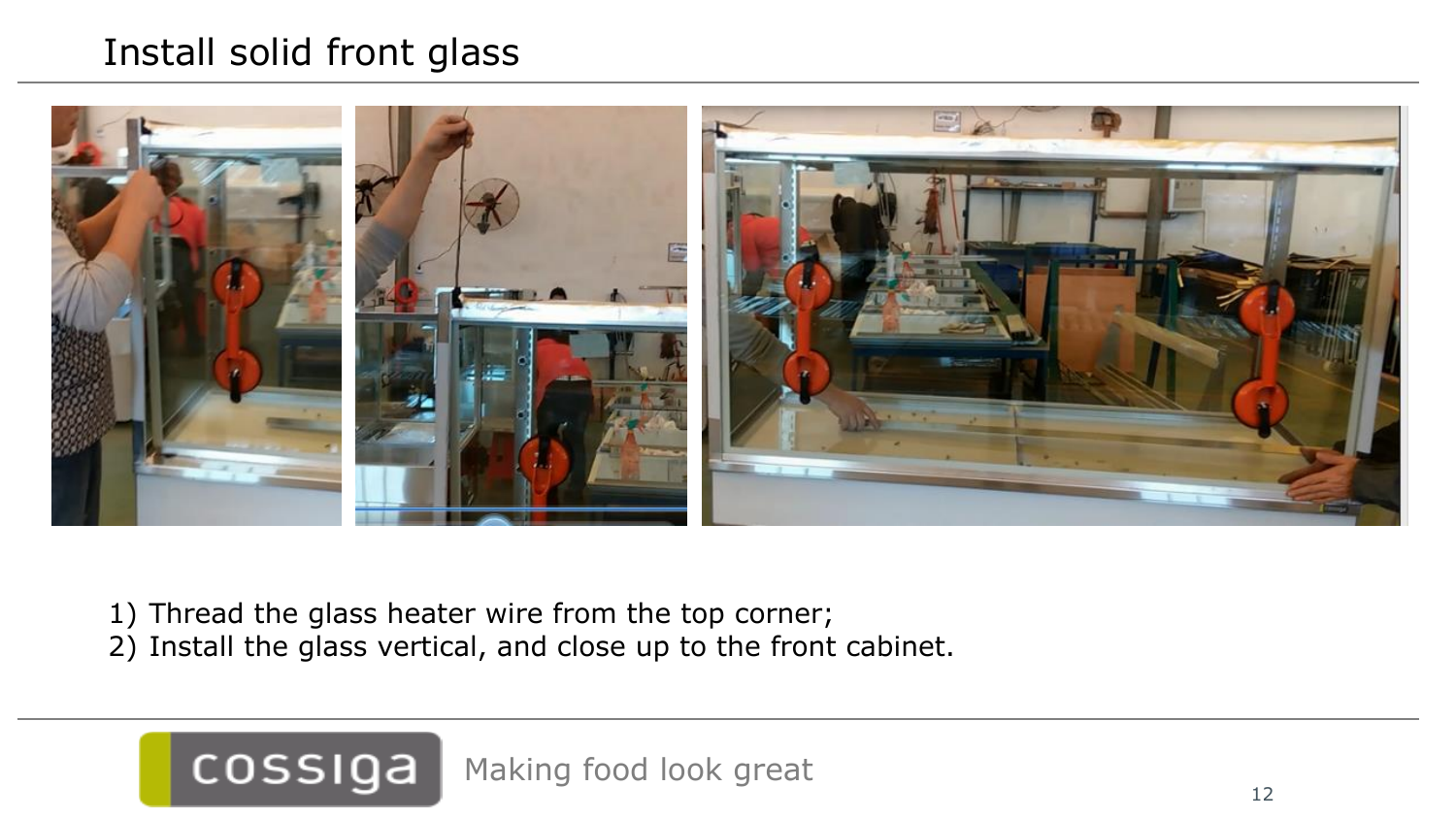# Install solid front glass

1) Thread the glass heater wire from the top corner;
2) Install the glass vertical, and close up to the front cabinet.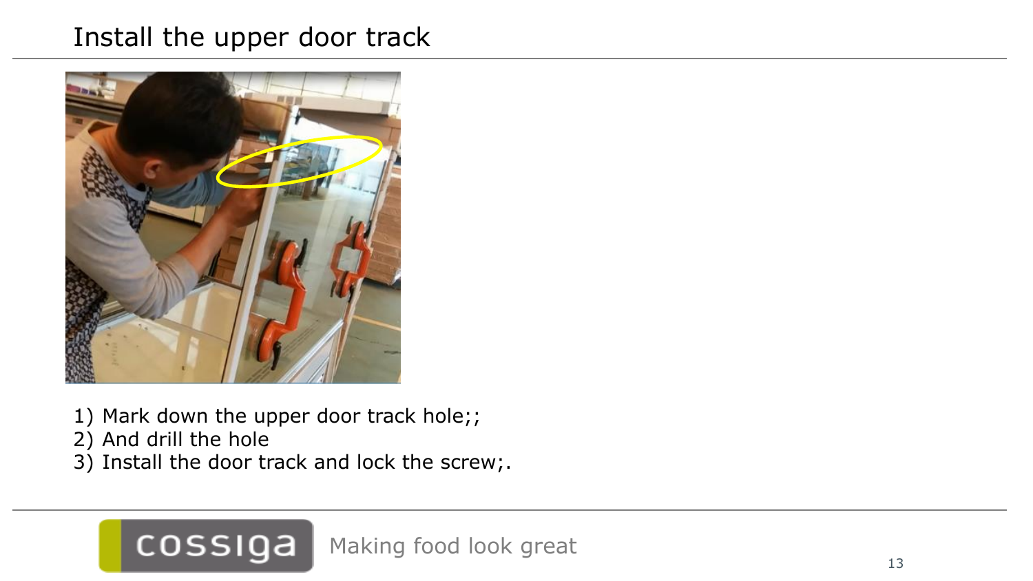# Install the upper door track

1) Mark down the upper door track hole;;
2) And drill the hole
3) Install the door track and lock the screw;.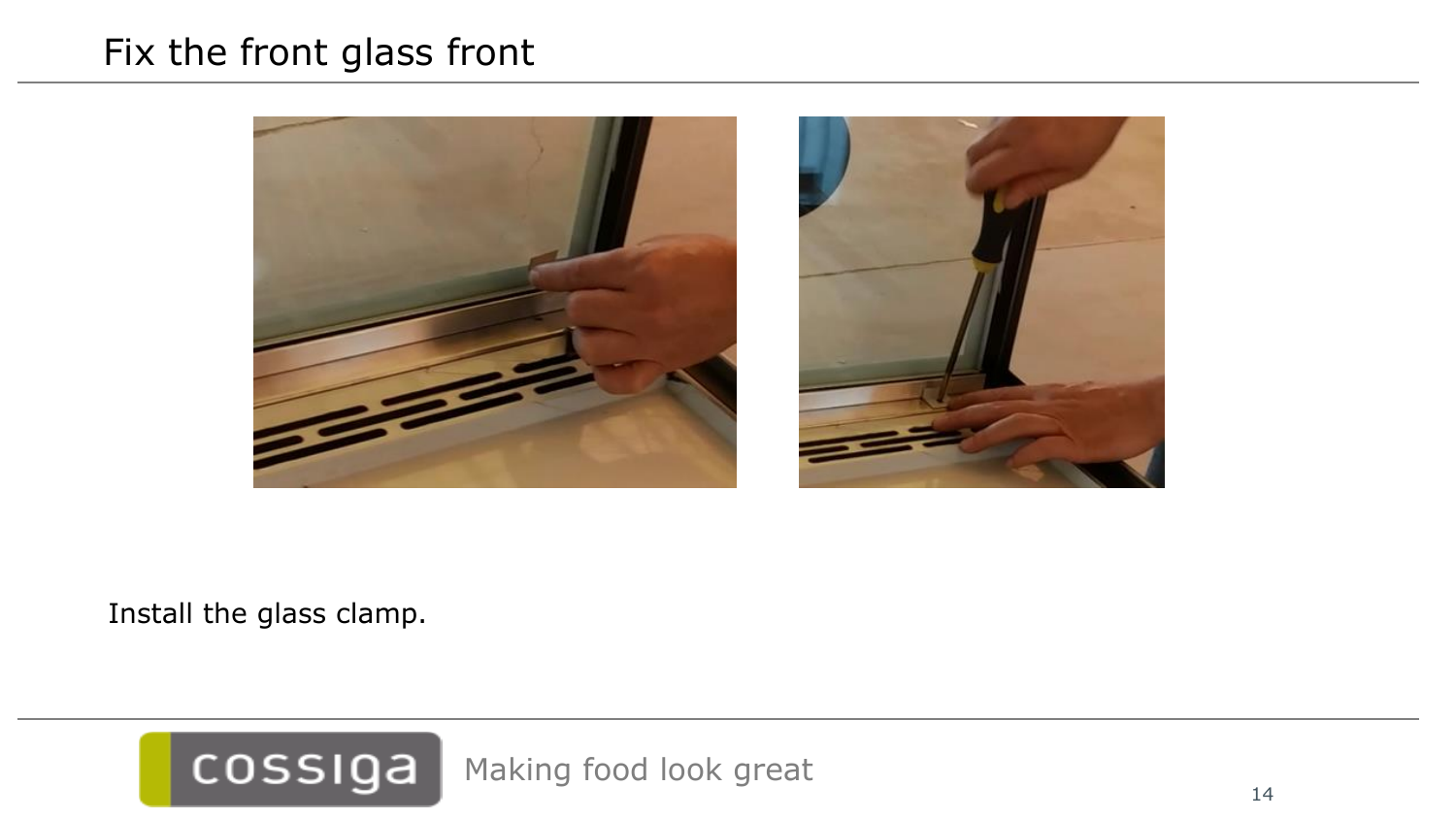# Fix the front glass front

Install the glass clamp.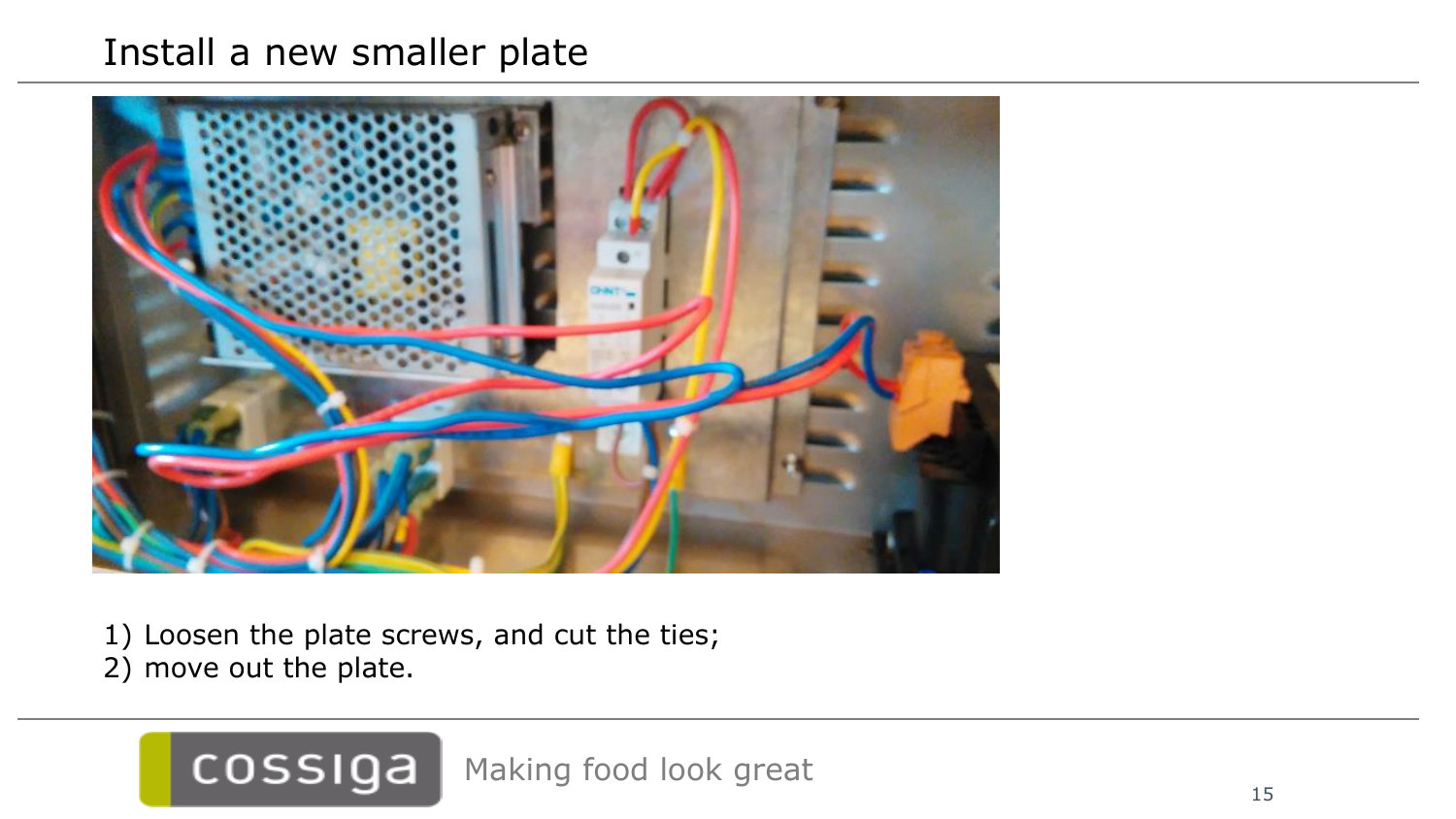# Install a new smaller plate

1) Loosen the plate screws, and cut the ties;
2) move out the plate.

cossiga Making food look great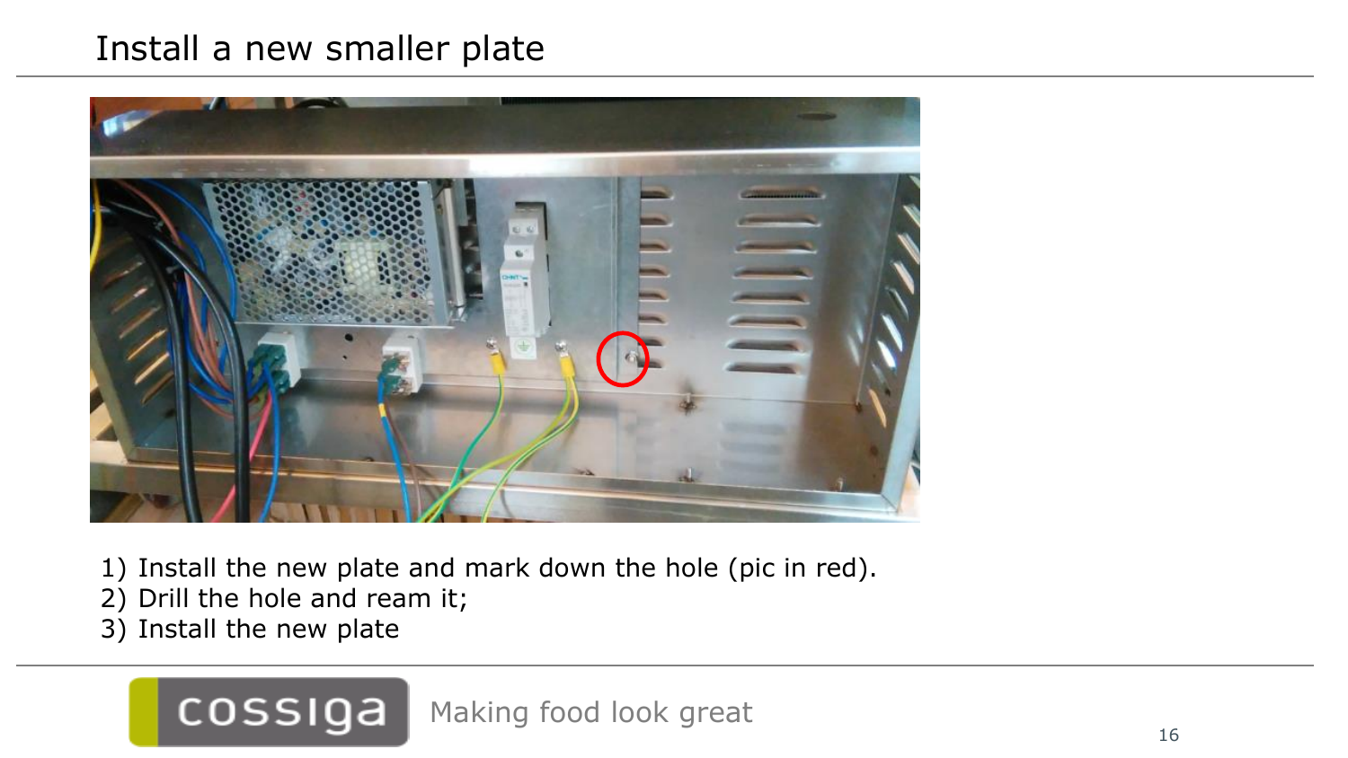# Install a new smaller plate

1) Install the new plate and mark down the hole (pic in red).
2) Drill the hole and ream it;
3) Install the new plate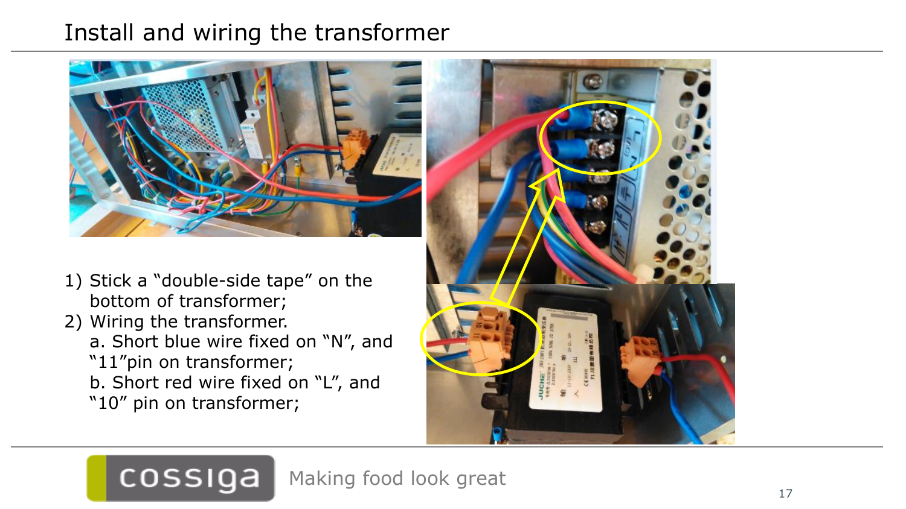# Install and wiring the transformer

1) Stick a "double-side tape" on the bottom of transformer;
2) Wiring the transformer.
   a. Short blue wire fixed on "N", and "11"pin on transformer;
   b. Short red wire fixed on "L", and "10" pin on transformer;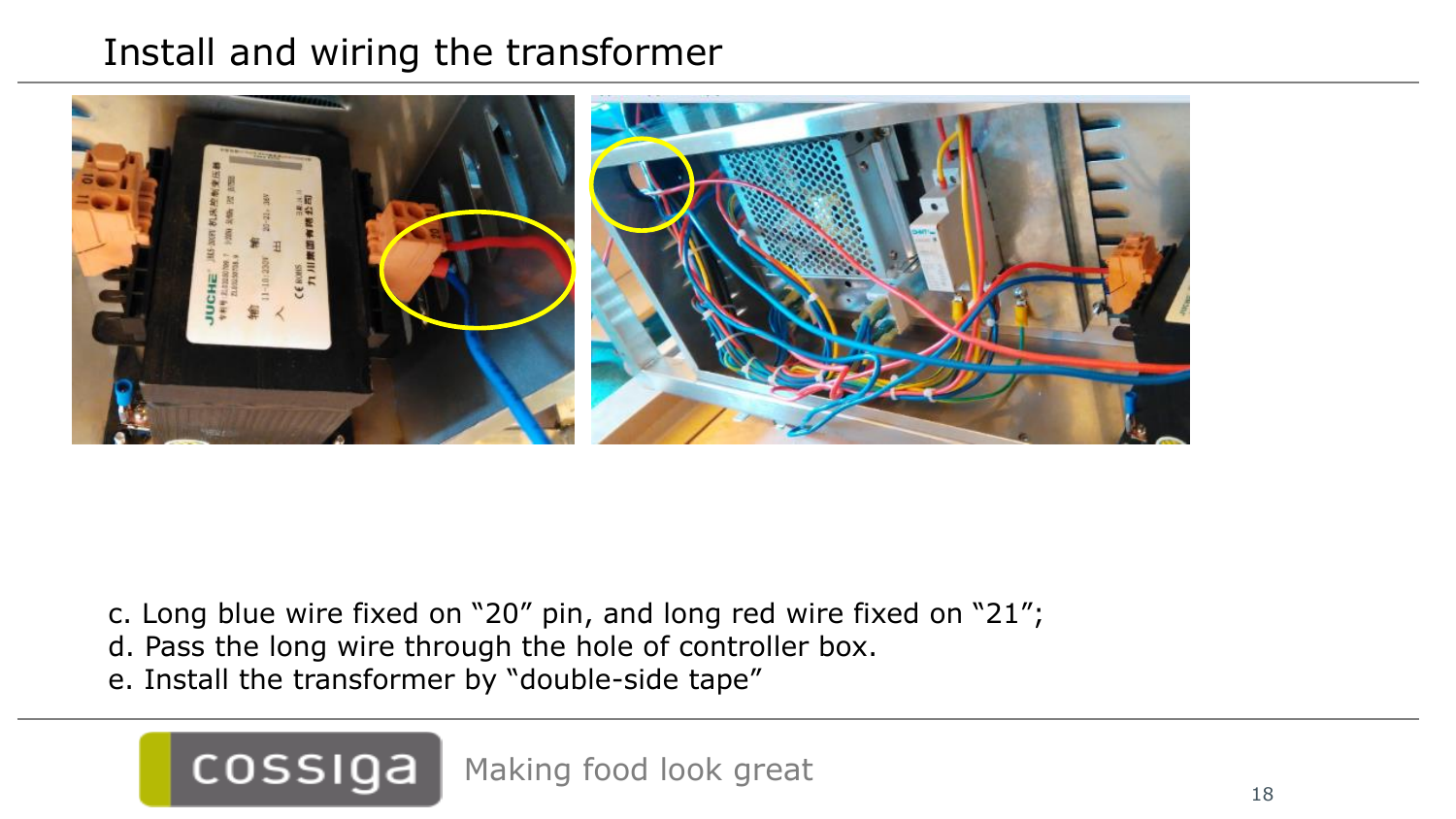# Install and wiring the transformer

c. Long blue wire fixed on "20" pin, and long red wire fixed on "21";
d. Pass the long wire through the hole of controller box.
e. Install the transformer by "double-side tape"

cossiga Making food look great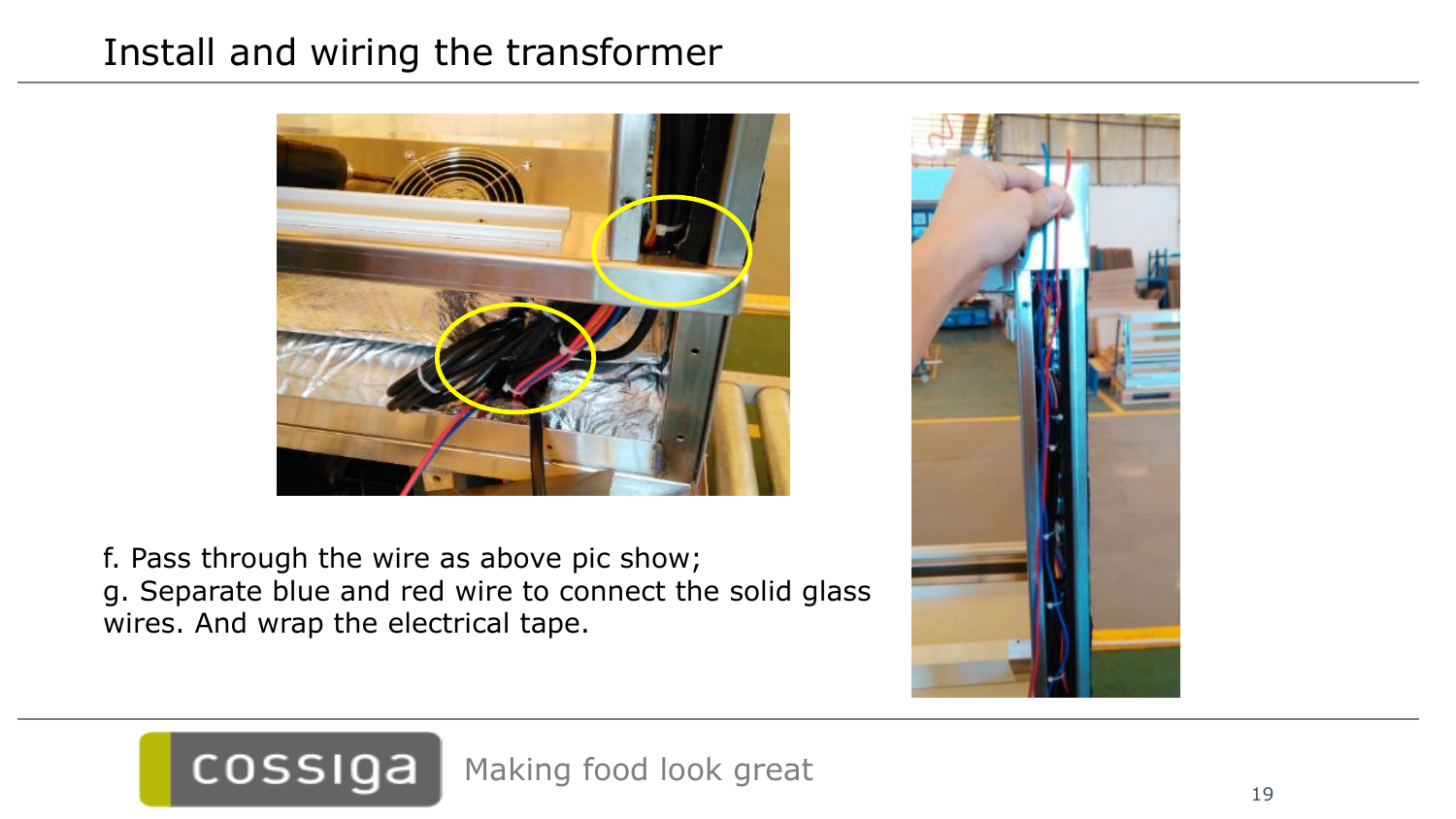# Install and wiring the transformer

f. Pass through the wire as above pic show;
g. Separate blue and red wire to connect the solid glass wires. And wrap the electrical tape.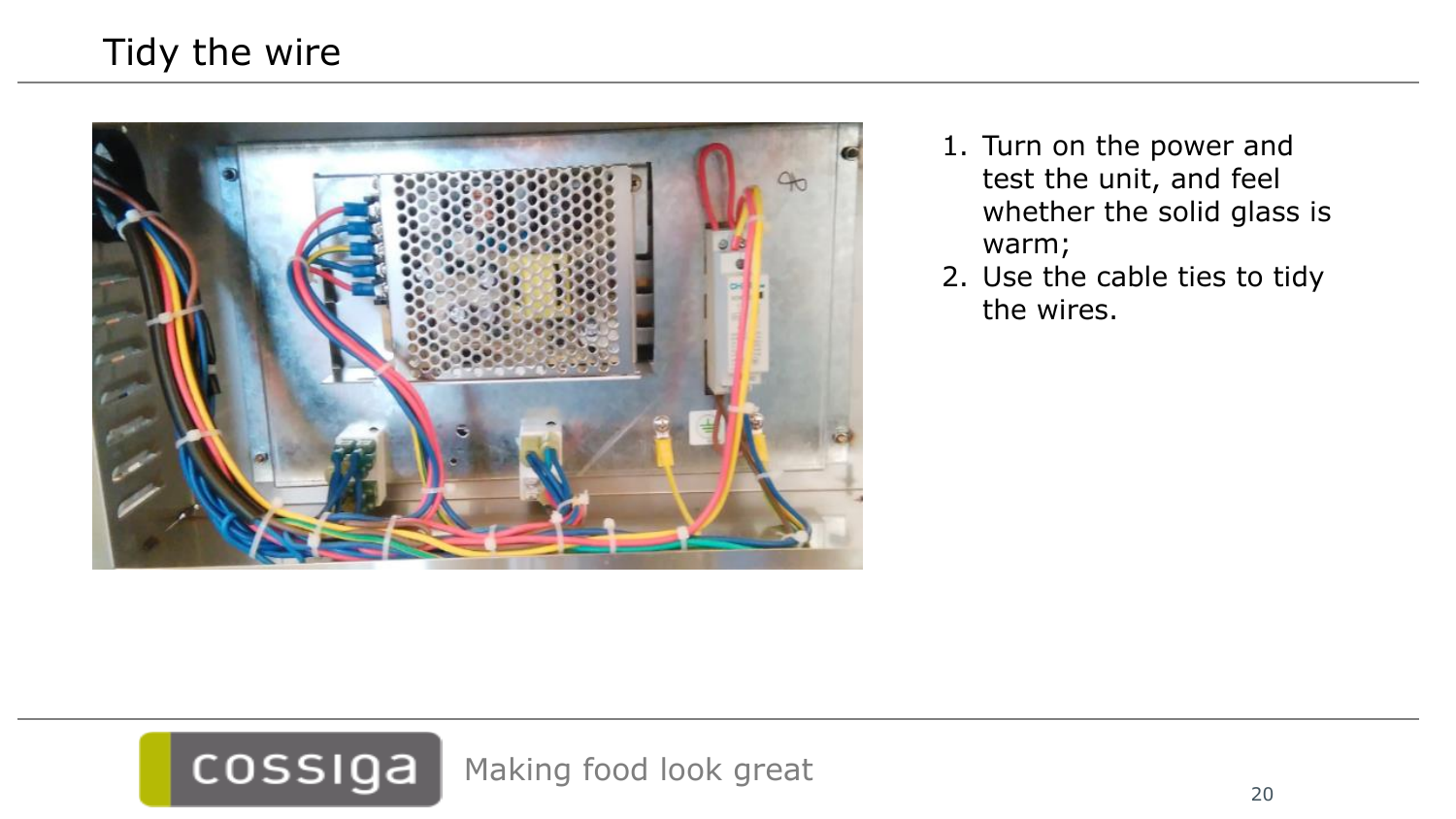# Tidy the wire

1. Turn on the power and test the unit, and feel whether the solid glass is warm;
2. Use the cable ties to tidy the wires.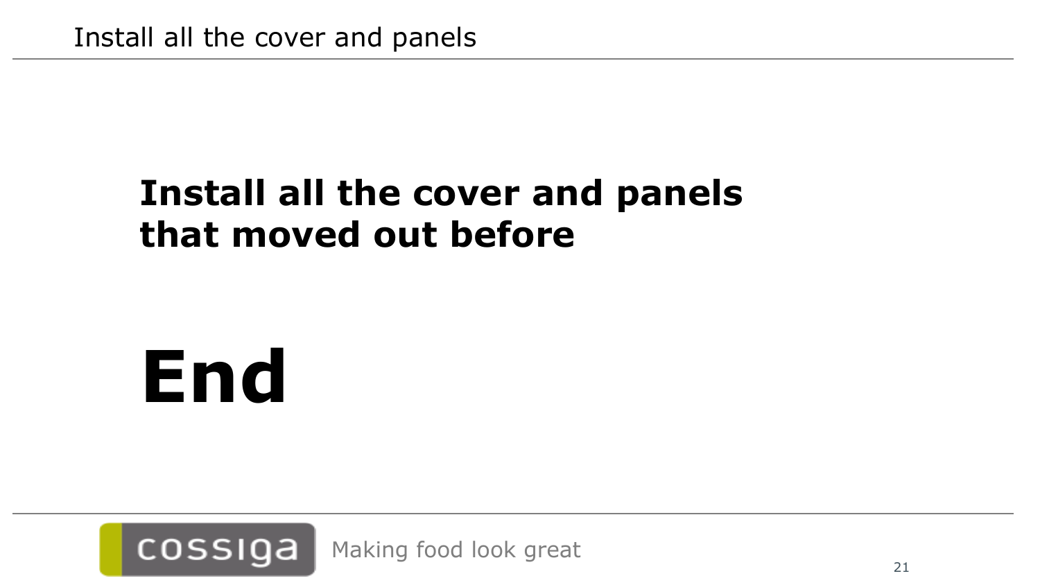# Install all the cover and panels

**Install all the cover and panels that moved out before**

# **End**